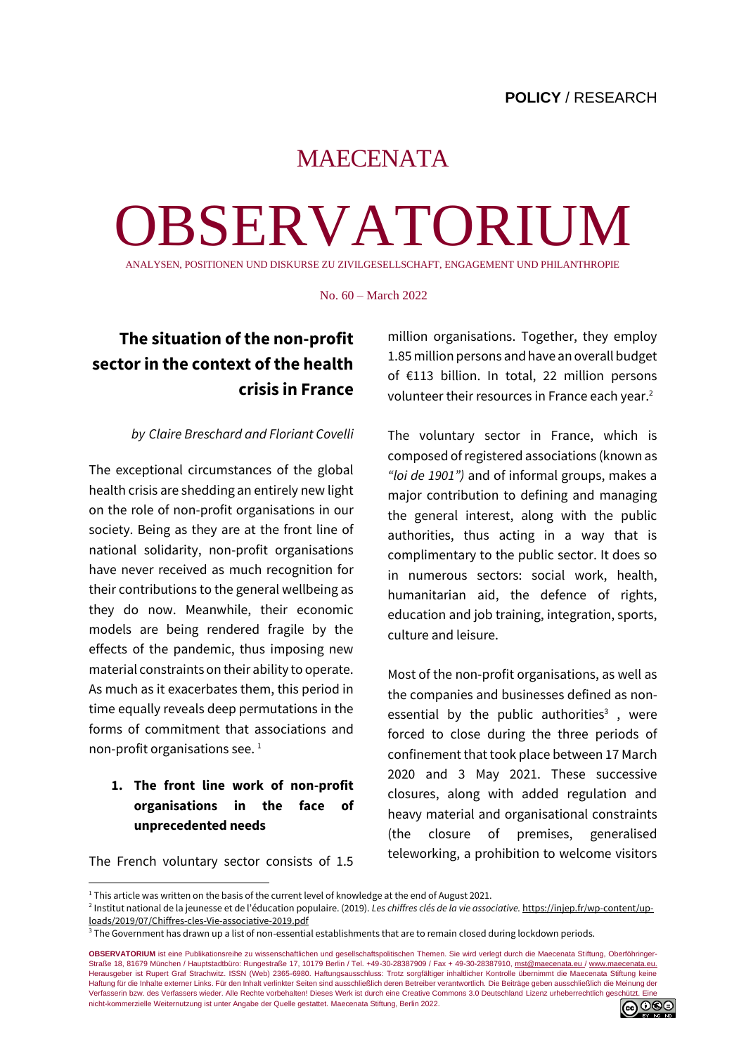POLICY / RESEARCH

# MAECENATA OBSERVATORIUM

ANALYSEN, POSITIONEN UND DISKURSE ZU ZIVILGESELLSCHAFT, ENGAGEMENT UND PHILANTHROPIE

No. 60 – March 2022

## The situation of the non-profit sector in the context of the health crisis in France

*by Claire Breschard and Floriant Covelli*

The exceptional circumstances of the global health crisis are shedding an entirely new light on the role of non-profit organisations in our society. Being as they are at the front line of national solidarity, non-profit organisations have never received as much recognition for their contributions to the general wellbeing as they do now. Meanwhile, their economic models are being rendered fragile by the effects of the pandemic, thus imposing new material constraints on their ability to operate. As much as it exacerbates them, this period in time equally reveals deep permutations in the forms of commitment that associations and non-profit organisations see. [1]

### 1. The front line work of non-profit organisations in the face of unprecedented needs

The French voluntary sector consists of 1.5 million organisations. Together, they employ 1.85 million persons and have an overall budget of €113 billion. In total, 22 million persons volunteer their resources in France each year.[2]

The voluntary sector in France, which is composed of registered associations (known as *"loi de 1901")* and of informal groups, makes a major contribution to defining and managing the general interest, along with the public authorities, thus acting in a way that is complimentary to the public sector. It does so in numerous sectors: social work, health, humanitarian aid, the defence of rights, education and job training, integration, sports, culture and leisure.

Most of the non-profit organisations, as well as the companies and businesses defined as non-essential by the public authorities[3] , were forced to close during the three periods of confinement that took place between 17 March 2020 and 3 May 2021. These successive closures, along with added regulation and heavy material and organisational constraints (the closure of premises, generalised teleworking, a prohibition to welcome visitors

---

[1] This article was written on the basis of the current level of knowledge at the end of August 2021.

[2] Institut national de la jeunesse et de l'éducation populaire. (2019). *Les chiffres clés de la vie associative.* https://injep.fr/wp-content/uploads/2019/07/Chiffres-cles-Vie-associative-2019.pdf

[3] The Government has drawn up a list of non-essential establishments that are to remain closed during lockdown periods.

**OBSERVATORIUM** ist eine Publikationsreihe zu wissenschaftlichen und gesellschaftspolitischen Themen. Sie wird verlegt durch die Maecenata Stiftung, Oberföhringer-Straße 18, 81679 München / Hauptstadtbüro: Rungestraße 17, 10179 Berlin / Tel. +49-30-28387909 / Fax + 49-30-28387910, mst@maecenata.eu / www.maecenata.eu. Herausgeber ist Rupert Graf Strachwitz. ISSN (Web) 2365-6980. Haftungsausschluss: Trotz sorgfältiger inhaltlicher Kontrolle übernimmt die Maecenata Stiftung keine Haftung für die Inhalte externer Links. Für den Inhalt verlinkter Seiten sind ausschließlich deren Betreiber verantwortlich. Die Beiträge geben ausschließlich die Meinung der Verfasserin bzw. des Verfassers wieder. Alle Rechte vorbehalten! Dieses Werk ist durch eine Creative Commons 3.0 Deutschland Lizenz urheberrechtlich geschützt. Eine nicht-kommerzielle Weiternutzung ist unter Angabe der Quelle gestattet. Maecenata Stiftung, Berlin 2022.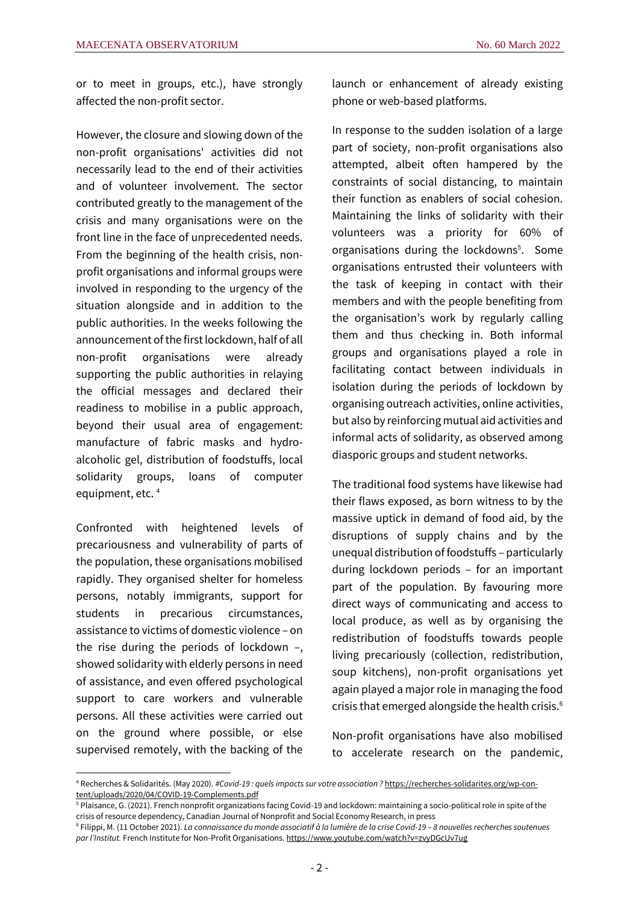or to meet in groups, etc.), have strongly affected the non-profit sector.

However, the closure and slowing down of the non-profit organisations' activities did not necessarily lead to the end of their activities and of volunteer involvement. The sector contributed greatly to the management of the crisis and many organisations were on the front line in the face of unprecedented needs. From the beginning of the health crisis, non-profit organisations and informal groups were involved in responding to the urgency of the situation alongside and in addition to the public authorities. In the weeks following the announcement of the first lockdown, half of all non-profit organisations were already supporting the public authorities in relaying the official messages and declared their readiness to mobilise in a public approach, beyond their usual area of engagement: manufacture of fabric masks and hydro-alcoholic gel, distribution of foodstuffs, local solidarity groups, loans of computer equipment, etc. [4]

Confronted with heightened levels of precariousness and vulnerability of parts of the population, these organisations mobilised rapidly. They organised shelter for homeless persons, notably immigrants, support for students in precarious circumstances, assistance to victims of domestic violence – on the rise during the periods of lockdown –, showed solidarity with elderly persons in need of assistance, and even offered psychological support to care workers and vulnerable persons. All these activities were carried out on the ground where possible, or else supervised remotely, with the backing of the launch or enhancement of already existing phone or web-based platforms.

In response to the sudden isolation of a large part of society, non-profit organisations also attempted, albeit often hampered by the constraints of social distancing, to maintain their function as enablers of social cohesion. Maintaining the links of solidarity with their volunteers was a priority for 60% of organisations during the lockdowns[5]. Some organisations entrusted their volunteers with the task of keeping in contact with their members and with the people benefiting from the organisation's work by regularly calling them and thus checking in. Both informal groups and organisations played a role in facilitating contact between individuals in isolation during the periods of lockdown by organising outreach activities, online activities, but also by reinforcing mutual aid activities and informal acts of solidarity, as observed among diasporic groups and student networks.

The traditional food systems have likewise had their flaws exposed, as born witness to by the massive uptick in demand of food aid, by the disruptions of supply chains and by the unequal distribution of foodstuffs – particularly during lockdown periods – for an important part of the population. By favouring more direct ways of communicating and access to local produce, as well as by organising the redistribution of foodstuffs towards people living precariously (collection, redistribution, soup kitchens), non-profit organisations yet again played a major role in managing the food crisis that emerged alongside the health crisis.[6]

Non-profit organisations have also mobilised to accelerate research on the pandemic,

---

[4] Recherches & Solidarités. (May 2020). *#Covid-19 : quels impacts sur votre association ?* https://recherches-solidarites.org/wp-content/uploads/2020/04/COVID-19-Complements.pdf

[5] Plaisance, G. (2021). French nonprofit organizations facing Covid-19 and lockdown: maintaining a socio-political role in spite of the crisis of resource dependency, Canadian Journal of Nonprofit and Social Economy Research, in press

[6] Filippi, M. (11 October 2021). *La connaissance du monde associatif à la lumière de la crise Covid-19 – 8 nouvelles recherches soutenues par l'Institut.* French Institute for Non-Profit Organisations. https://www.youtube.com/watch?v=zvyDGcUv7ug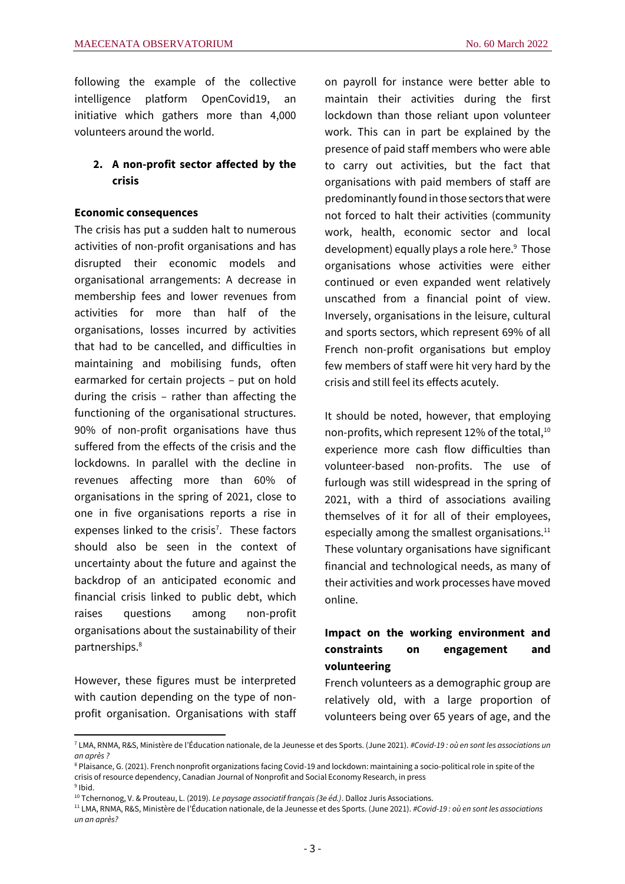following the example of the collective intelligence platform OpenCovid19, an initiative which gathers more than 4,000 volunteers around the world.

## 2. A non-profit sector affected by the crisis

### Economic consequences

The crisis has put a sudden halt to numerous activities of non-profit organisations and has disrupted their economic models and organisational arrangements: A decrease in membership fees and lower revenues from activities for more than half of the organisations, losses incurred by activities that had to be cancelled, and difficulties in maintaining and mobilising funds, often earmarked for certain projects – put on hold during the crisis – rather than affecting the functioning of the organisational structures. 90% of non-profit organisations have thus suffered from the effects of the crisis and the lockdowns. In parallel with the decline in revenues affecting more than 60% of organisations in the spring of 2021, close to one in five organisations reports a rise in expenses linked to the crisis[7]. These factors should also be seen in the context of uncertainty about the future and against the backdrop of an anticipated economic and financial crisis linked to public debt, which raises questions among non-profit organisations about the sustainability of their partnerships.[8]

However, these figures must be interpreted with caution depending on the type of non-profit organisation. Organisations with staff on payroll for instance were better able to maintain their activities during the first lockdown than those reliant upon volunteer work. This can in part be explained by the presence of paid staff members who were able to carry out activities, but the fact that organisations with paid members of staff are predominantly found in those sectors that were not forced to halt their activities (community work, health, economic sector and local development) equally plays a role here.[9] Those organisations whose activities were either continued or even expanded went relatively unscathed from a financial point of view. Inversely, organisations in the leisure, cultural and sports sectors, which represent 69% of all French non-profit organisations but employ few members of staff were hit very hard by the crisis and still feel its effects acutely.

It should be noted, however, that employing non-profits, which represent 12% of the total,[10] experience more cash flow difficulties than volunteer-based non-profits. The use of furlough was still widespread in the spring of 2021, with a third of associations availing themselves of it for all of their employees, especially among the smallest organisations.[11] These voluntary organisations have significant financial and technological needs, as many of their activities and work processes have moved online.

### Impact on the working environment and constraints on engagement and volunteering

French volunteers as a demographic group are relatively old, with a large proportion of volunteers being over 65 years of age, and the

---

[7] LMA, RNMA, R&S, Ministère de l'Éducation nationale, de la Jeunesse et des Sports. (June 2021). *#Covid-19 : où en sont les associations un an après ?*

[8] Plaisance, G. (2021). French nonprofit organizations facing Covid-19 and lockdown: maintaining a socio-political role in spite of the crisis of resource dependency, Canadian Journal of Nonprofit and Social Economy Research, in press

[9] Ibid.

[10] Tchernonog, V. & Prouteau, L. (2019). *Le paysage associatif français (3e éd.)*. Dalloz Juris Associations.

[11] LMA, RNMA, R&S, Ministère de l'Éducation nationale, de la Jeunesse et des Sports. (June 2021). *#Covid-19 : où en sont les associations un an après?*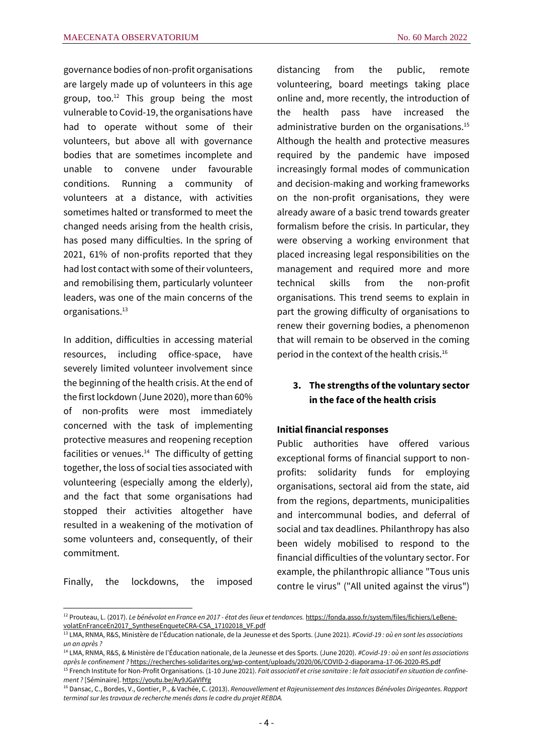governance bodies of non-profit organisations are largely made up of volunteers in this age group, too.[12] This group being the most vulnerable to Covid-19, the organisations have had to operate without some of their volunteers, but above all with governance bodies that are sometimes incomplete and unable to convene under favourable conditions. Running a community of volunteers at a distance, with activities sometimes halted or transformed to meet the changed needs arising from the health crisis, has posed many difficulties. In the spring of 2021, 61% of non-profits reported that they had lost contact with some of their volunteers, and remobilising them, particularly volunteer leaders, was one of the main concerns of the organisations.[13]

In addition, difficulties in accessing material resources, including office-space, have severely limited volunteer involvement since the beginning of the health crisis. At the end of the first lockdown (June 2020), more than 60% of non-profits were most immediately concerned with the task of implementing protective measures and reopening reception facilities or venues.[14] The difficulty of getting together, the loss of social ties associated with volunteering (especially among the elderly), and the fact that some organisations had stopped their activities altogether have resulted in a weakening of the motivation of some volunteers and, consequently, of their commitment.

Finally, the lockdowns, the imposed distancing from the public, remote volunteering, board meetings taking place online and, more recently, the introduction of the health pass have increased the administrative burden on the organisations.[15] Although the health and protective measures required by the pandemic have imposed increasingly formal modes of communication and decision-making and working frameworks on the non-profit organisations, they were already aware of a basic trend towards greater formalism before the crisis. In particular, they were observing a working environment that placed increasing legal responsibilities on the management and required more and more technical skills from the non-profit organisations. This trend seems to explain in part the growing difficulty of organisations to renew their governing bodies, a phenomenon that will remain to be observed in the coming period in the context of the health crisis.[16]

## 3. The strengths of the voluntary sector in the face of the health crisis

**Initial financial responses**

Public authorities have offered various exceptional forms of financial support to non-profits: solidarity funds for employing organisations, sectoral aid from the state, aid from the regions, departments, municipalities and intercommunal bodies, and deferral of social and tax deadlines. Philanthropy has also been widely mobilised to respond to the financial difficulties of the voluntary sector. For example, the philanthropic alliance "Tous unis contre le virus" ("All united against the virus")

---

[12] Prouteau, L. (2017). *Le bénévolat en France en 2017 - état des lieux et tendances.* https://fonda.asso.fr/system/files/fichiers/LeBenevolatEnFranceEn2017_SyntheseEnqueteCRA-CSA_17102018_VF.pdf

[13] LMA, RNMA, R&S, Ministère de l'Éducation nationale, de la Jeunesse et des Sports. (June 2021). *#Covid-19 : où en sont les associations un an après ?*

[14] LMA, RNMA, R&S, & Ministère de l'Éducation nationale, de la Jeunesse et des Sports. (June 2020). *#Covid-19 : où en sont les associations après le confinement ?* https://recherches-solidarites.org/wp-content/uploads/2020/06/COVID-2-diaporama-17-06-2020-RS.pdf

[15] French Institute for Non-Profit Organisations. (1-10 June 2021). *Fait associatif et crise sanitaire : le fait associatif en situation de confinement ?* [Séminaire]. https://youtu.be/Ay9JGaVIfYg

[16] Dansac, C., Bordes, V., Gontier, P., & Vachée, C. (2013). *Renouvellement et Rajeunissement des Instances Bénévoles Dirigeantes. Rapport terminal sur les travaux de recherche menés dans le cadre du projet REBDA.*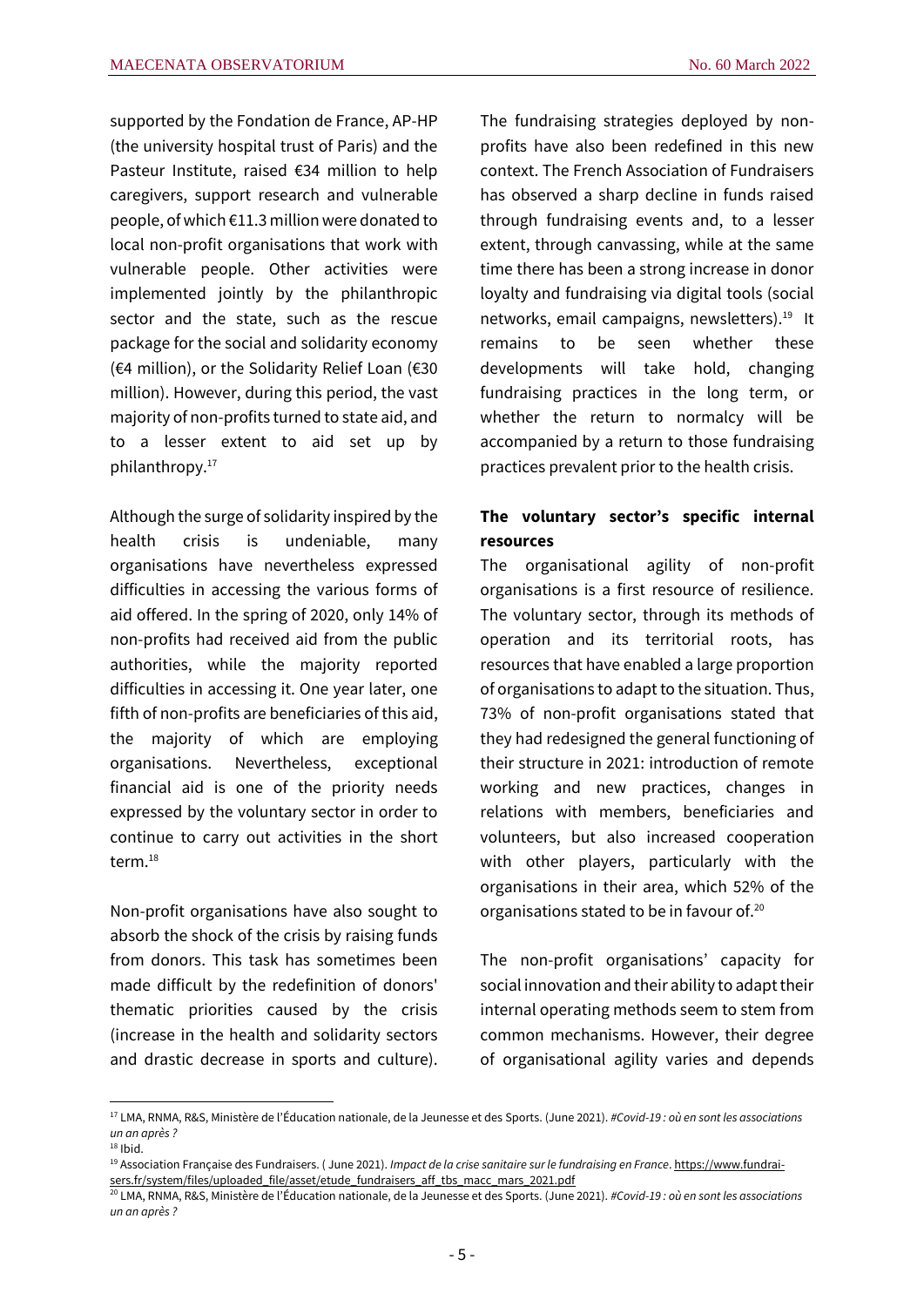supported by the Fondation de France, AP-HP (the university hospital trust of Paris) and the Pasteur Institute, raised €34 million to help caregivers, support research and vulnerable people, of which €11.3 million were donated to local non-profit organisations that work with vulnerable people. Other activities were implemented jointly by the philanthropic sector and the state, such as the rescue package for the social and solidarity economy (€4 million), or the Solidarity Relief Loan (€30 million). However, during this period, the vast majority of non-profits turned to state aid, and to a lesser extent to aid set up by philanthropy.[17]

Although the surge of solidarity inspired by the health crisis is undeniable, many organisations have nevertheless expressed difficulties in accessing the various forms of aid offered. In the spring of 2020, only 14% of non-profits had received aid from the public authorities, while the majority reported difficulties in accessing it. One year later, one fifth of non-profits are beneficiaries of this aid, the majority of which are employing organisations. Nevertheless, exceptional financial aid is one of the priority needs expressed by the voluntary sector in order to continue to carry out activities in the short term.[18]

Non-profit organisations have also sought to absorb the shock of the crisis by raising funds from donors. This task has sometimes been made difficult by the redefinition of donors' thematic priorities caused by the crisis (increase in the health and solidarity sectors and drastic decrease in sports and culture). The fundraising strategies deployed by non-profits have also been redefined in this new context. The French Association of Fundraisers has observed a sharp decline in funds raised through fundraising events and, to a lesser extent, through canvassing, while at the same time there has been a strong increase in donor loyalty and fundraising via digital tools (social networks, email campaigns, newsletters).[19] It remains to be seen whether these developments will take hold, changing fundraising practices in the long term, or whether the return to normalcy will be accompanied by a return to those fundraising practices prevalent prior to the health crisis.

**The voluntary sector's specific internal resources**

The organisational agility of non-profit organisations is a first resource of resilience. The voluntary sector, through its methods of operation and its territorial roots, has resources that have enabled a large proportion of organisations to adapt to the situation. Thus, 73% of non-profit organisations stated that they had redesigned the general functioning of their structure in 2021: introduction of remote working and new practices, changes in relations with members, beneficiaries and volunteers, but also increased cooperation with other players, particularly with the organisations in their area, which 52% of the organisations stated to be in favour of.[20]

The non-profit organisations' capacity for social innovation and their ability to adapt their internal operating methods seem to stem from common mechanisms. However, their degree of organisational agility varies and depends

---

[17] LMA, RNMA, R&S, Ministère de l'Éducation nationale, de la Jeunesse et des Sports. (June 2021). *#Covid-19 : où en sont les associations un an après ?*

[18] Ibid.

[19] Association Française des Fundraisers. ( June 2021). *Impact de la crise sanitaire sur le fundraising en France*. https://www.fundraisers.fr/system/files/uploaded_file/asset/etude_fundraisers_aff_tbs_macc_mars_2021.pdf

[20] LMA, RNMA, R&S, Ministère de l'Éducation nationale, de la Jeunesse et des Sports. (June 2021). *#Covid-19 : où en sont les associations un an après ?*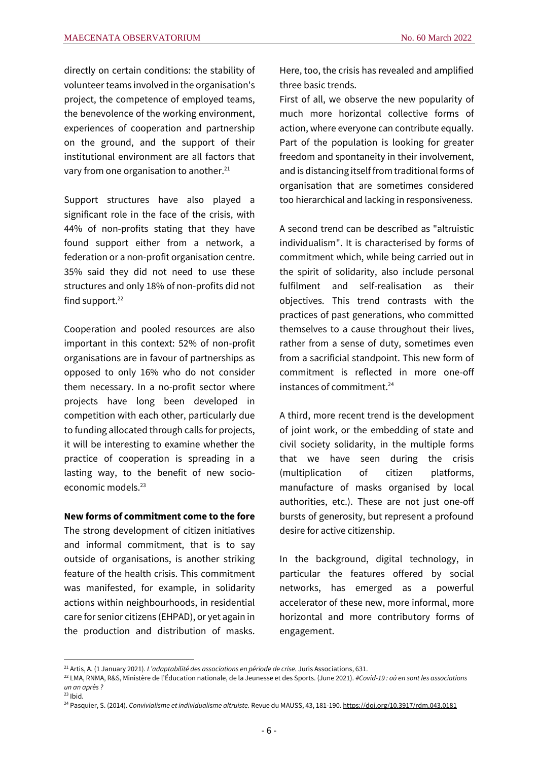directly on certain conditions: the stability of volunteer teams involved in the organisation's project, the competence of employed teams, the benevolence of the working environment, experiences of cooperation and partnership on the ground, and the support of their institutional environment are all factors that vary from one organisation to another.[21]

Support structures have also played a significant role in the face of the crisis, with 44% of non-profits stating that they have found support either from a network, a federation or a non-profit organisation centre. 35% said they did not need to use these structures and only 18% of non-profits did not find support.[22]

Cooperation and pooled resources are also important in this context: 52% of non-profit organisations are in favour of partnerships as opposed to only 16% who do not consider them necessary. In a no-profit sector where projects have long been developed in competition with each other, particularly due to funding allocated through calls for projects, it will be interesting to examine whether the practice of cooperation is spreading in a lasting way, to the benefit of new socio-economic models.[23]

**New forms of commitment come to the fore**

The strong development of citizen initiatives and informal commitment, that is to say outside of organisations, is another striking feature of the health crisis. This commitment was manifested, for example, in solidarity actions within neighbourhoods, in residential care for senior citizens (EHPAD), or yet again in the production and distribution of masks. Here, too, the crisis has revealed and amplified three basic trends.

First of all, we observe the new popularity of much more horizontal collective forms of action, where everyone can contribute equally. Part of the population is looking for greater freedom and spontaneity in their involvement, and is distancing itself from traditional forms of organisation that are sometimes considered too hierarchical and lacking in responsiveness.

A second trend can be described as "altruistic individualism". It is characterised by forms of commitment which, while being carried out in the spirit of solidarity, also include personal fulfilment and self-realisation as their objectives. This trend contrasts with the practices of past generations, who committed themselves to a cause throughout their lives, rather from a sense of duty, sometimes even from a sacrificial standpoint. This new form of commitment is reflected in more one-off instances of commitment.[24]

A third, more recent trend is the development of joint work, or the embedding of state and civil society solidarity, in the multiple forms that we have seen during the crisis (multiplication of citizen platforms, manufacture of masks organised by local authorities, etc.). These are not just one-off bursts of generosity, but represent a profound desire for active citizenship.

In the background, digital technology, in particular the features offered by social networks, has emerged as a powerful accelerator of these new, more informal, more horizontal and more contributory forms of engagement.

---

[21] Artis, A. (1 January 2021). *L'adaptabilité des associations en période de crise.* Juris Associations, 631.

[22] LMA, RNMA, R&S, Ministère de l'Éducation nationale, de la Jeunesse et des Sports. (June 2021). *#Covid-19 : où en sont les associations un an après ?*

[23] Ibid.

[24] Pasquier, S. (2014). *Convivialisme et individualisme altruiste.* Revue du MAUSS, 43, 181-190. https://doi.org/10.3917/rdm.043.0181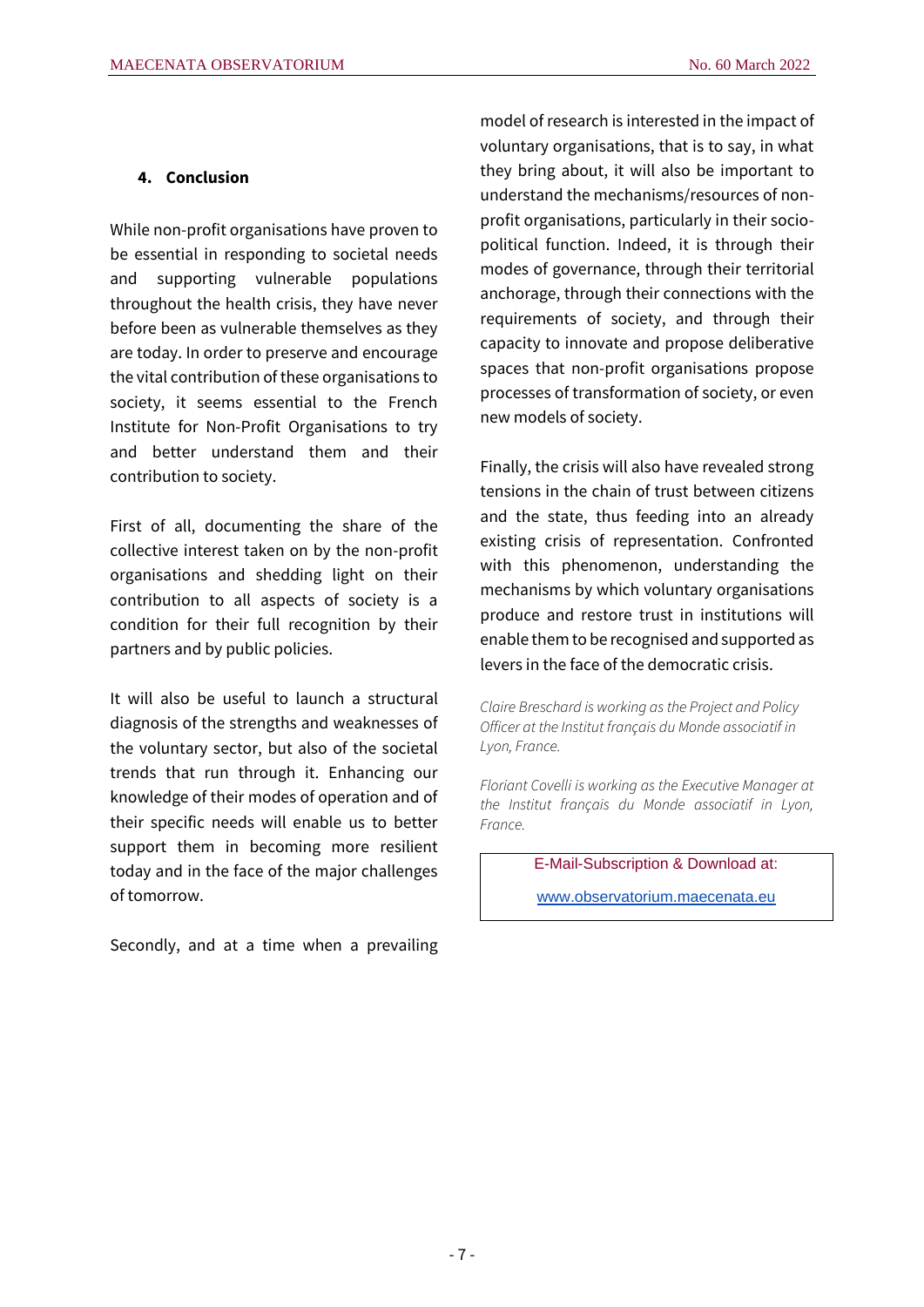## 4. Conclusion

While non-profit organisations have proven to be essential in responding to societal needs and supporting vulnerable populations throughout the health crisis, they have never before been as vulnerable themselves as they are today. In order to preserve and encourage the vital contribution of these organisations to society, it seems essential to the French Institute for Non-Profit Organisations to try and better understand them and their contribution to society.

First of all, documenting the share of the collective interest taken on by the non-profit organisations and shedding light on their contribution to all aspects of society is a condition for their full recognition by their partners and by public policies.

It will also be useful to launch a structural diagnosis of the strengths and weaknesses of the voluntary sector, but also of the societal trends that run through it. Enhancing our knowledge of their modes of operation and of their specific needs will enable us to better support them in becoming more resilient today and in the face of the major challenges of tomorrow.

Secondly, and at a time when a prevailing model of research is interested in the impact of voluntary organisations, that is to say, in what they bring about, it will also be important to understand the mechanisms/resources of non-profit organisations, particularly in their socio-political function. Indeed, it is through their modes of governance, through their territorial anchorage, through their connections with the requirements of society, and through their capacity to innovate and propose deliberative spaces that non-profit organisations propose processes of transformation of society, or even new models of society.

Finally, the crisis will also have revealed strong tensions in the chain of trust between citizens and the state, thus feeding into an already existing crisis of representation. Confronted with this phenomenon, understanding the mechanisms by which voluntary organisations produce and restore trust in institutions will enable them to be recognised and supported as levers in the face of the democratic crisis.

*Claire Breschard is working as the Project and Policy Officer at the Institut français du Monde associatif in Lyon, France.*

*Floriant Covelli is working as the Executive Manager at the Institut français du Monde associatif in Lyon, France.*

E-Mail-Subscription & Download at:

www.observatorium.maecenata.eu